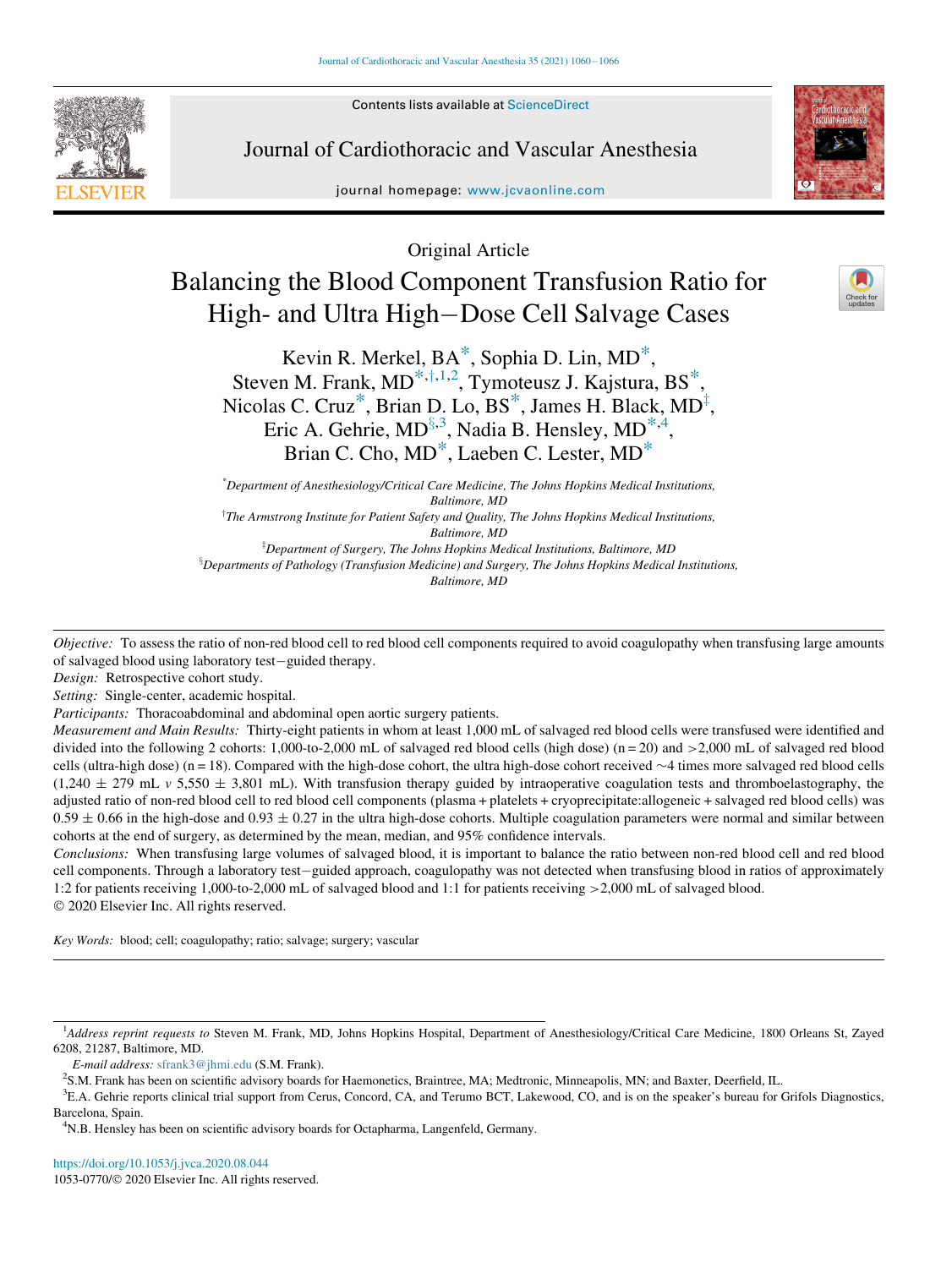Original Article

# Balancing the Blood Component Transfusion Ratio for High- and Ultra High–Dose Cell Salvage Cases

Kevin R. Merkel, BA[*], Sophia D. Lin, MD[*], Steven M. Frank, MD[*,†,1,2], Tymoteusz J. Kajstura, BS[*], Nicolas C. Cruz[*], Brian D. Lo, BS[*], James H. Black, MD[‡], Eric A. Gehrie, MD[§,3], Nadia B. Hensley, MD[*,4], Brian C. Cho, MD[*], Laeben C. Lester, MD[*]

[*] *Department of Anesthesiology/Critical Care Medicine, The Johns Hopkins Medical Institutions, Baltimore, MD*

[†] *The Armstrong Institute for Patient Safety and Quality, The Johns Hopkins Medical Institutions, Baltimore, MD*

[‡] *Department of Surgery, The Johns Hopkins Medical Institutions, Baltimore, MD*

[§] *Departments of Pathology (Transfusion Medicine) and Surgery, The Johns Hopkins Medical Institutions, Baltimore, MD*

*Objective:* To assess the ratio of non-red blood cell to red blood cell components required to avoid coagulopathy when transfusing large amounts of salvaged blood using laboratory test–guided therapy.

*Design:* Retrospective cohort study.

*Setting:* Single-center, academic hospital.

*Participants:* Thoracoabdominal and abdominal open aortic surgery patients.

*Measurement and Main Results:* Thirty-eight patients in whom at least 1,000 mL of salvaged red blood cells were transfused were identified and divided into the following 2 cohorts: 1,000-to-2,000 mL of salvaged red blood cells (high dose) (n = 20) and >2,000 mL of salvaged red blood cells (ultra-high dose) (n = 18). Compared with the high-dose cohort, the ultra high-dose cohort received ~4 times more salvaged red blood cells (1,240 ± 279 mL *v* 5,550 ± 3,801 mL). With transfusion therapy guided by intraoperative coagulation tests and thromboelastography, the adjusted ratio of non-red blood cell to red blood cell components (plasma + platelets + cryoprecipitate:allogeneic + salvaged red blood cells) was 0.59 ± 0.66 in the high-dose and 0.93 ± 0.27 in the ultra high-dose cohorts. Multiple coagulation parameters were normal and similar between cohorts at the end of surgery, as determined by the mean, median, and 95% confidence intervals.

*Conclusions:* When transfusing large volumes of salvaged blood, it is important to balance the ratio between non-red blood cell and red blood cell components. Through a laboratory test–guided approach, coagulopathy was not detected when transfusing blood in ratios of approximately 1:2 for patients receiving 1,000-to-2,000 mL of salvaged blood and 1:1 for patients receiving >2,000 mL of salvaged blood.

© 2020 Elsevier Inc. All rights reserved.

*Key Words:* blood; cell; coagulopathy; ratio; salvage; surgery; vascular

[1] *Address reprint requests to* Steven M. Frank, MD, Johns Hopkins Hospital, Department of Anesthesiology/Critical Care Medicine, 1800 Orleans St, Zayed 6208, 21287, Baltimore, MD.

*E-mail address:* sfrank3@jhmi.edu (S.M. Frank).

[2] S.M. Frank has been on scientific advisory boards for Haemonetics, Braintree, MA; Medtronic, Minneapolis, MN; and Baxter, Deerfield, IL.

[3] E.A. Gehrie reports clinical trial support from Cerus, Concord, CA, and Terumo BCT, Lakewood, CO, and is on the speaker's bureau for Grifols Diagnostics, Barcelona, Spain.

[4] N.B. Hensley has been on scientific advisory boards for Octapharma, Langenfeld, Germany.

https://doi.org/10.1053/j.jvca.2020.08.044

1053-0770/© 2020 Elsevier Inc. All rights reserved.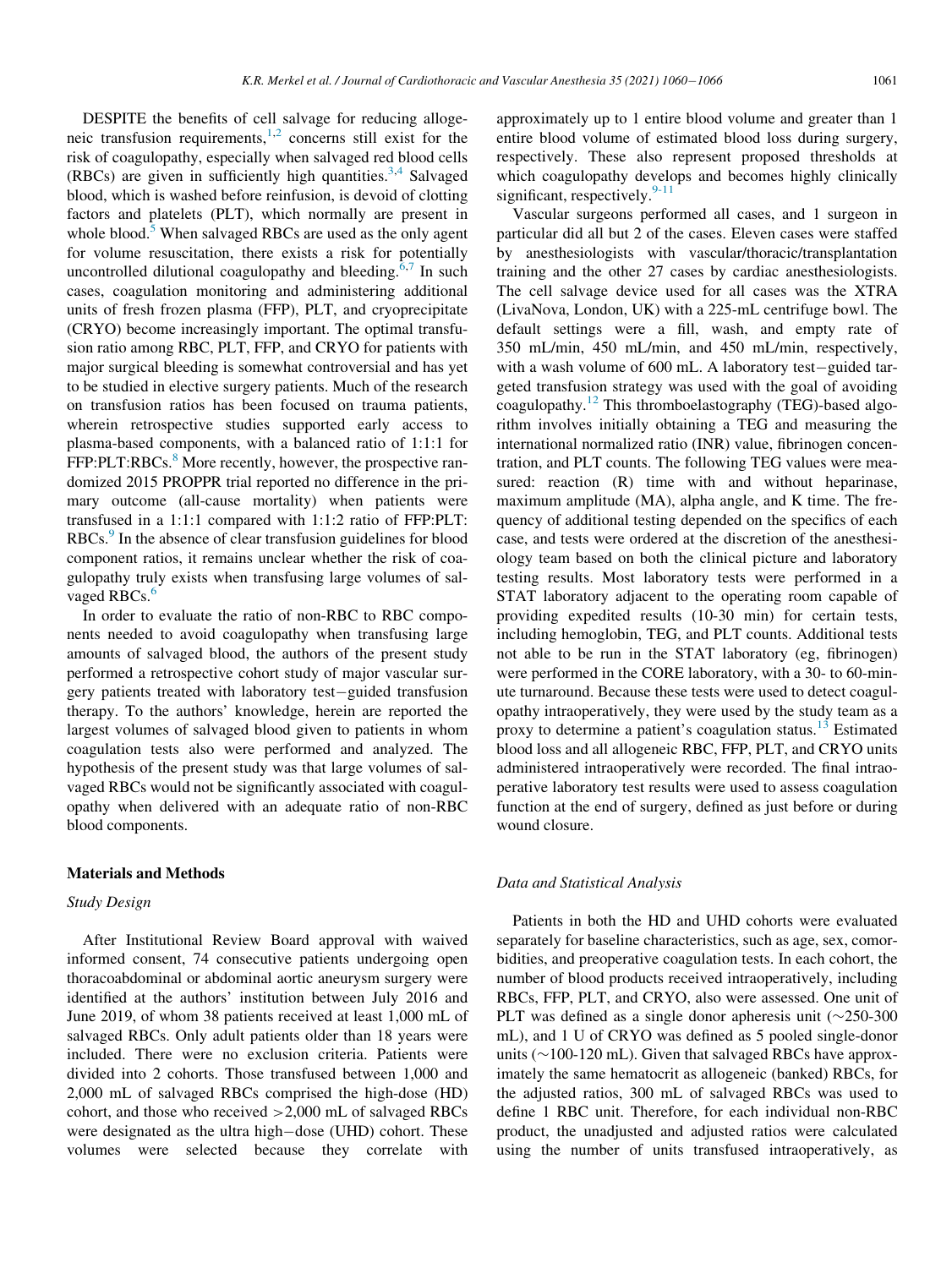DESPITE the benefits of cell salvage for reducing allogeneic transfusion requirements,[1,2] concerns still exist for the risk of coagulopathy, especially when salvaged red blood cells (RBCs) are given in sufficiently high quantities.[3,4] Salvaged blood, which is washed before reinfusion, is devoid of clotting factors and platelets (PLT), which normally are present in whole blood.[5] When salvaged RBCs are used as the only agent for volume resuscitation, there exists a risk for potentially uncontrolled dilutional coagulopathy and bleeding.[6,7] In such cases, coagulation monitoring and administering additional units of fresh frozen plasma (FFP), PLT, and cryoprecipitate (CRYO) become increasingly important. The optimal transfusion ratio among RBC, PLT, FFP, and CRYO for patients with major surgical bleeding is somewhat controversial and has yet to be studied in elective surgery patients. Much of the research on transfusion ratios has been focused on trauma patients, wherein retrospective studies supported early access to plasma-based components, with a balanced ratio of 1:1:1 for FFP:PLT:RBCs.[8] More recently, however, the prospective randomized 2015 PROPPR trial reported no difference in the primary outcome (all-cause mortality) when patients were transfused in a 1:1:1 compared with 1:1:2 ratio of FFP:PLT:RBCs.[9] In the absence of clear transfusion guidelines for blood component ratios, it remains unclear whether the risk of coagulopathy truly exists when transfusing large volumes of salvaged RBCs.[6]

In order to evaluate the ratio of non-RBC to RBC components needed to avoid coagulopathy when transfusing large amounts of salvaged blood, the authors of the present study performed a retrospective cohort study of major vascular surgery patients treated with laboratory test–guided transfusion therapy. To the authors' knowledge, herein are reported the largest volumes of salvaged blood given to patients in whom coagulation tests also were performed and analyzed. The hypothesis of the present study was that large volumes of salvaged RBCs would not be significantly associated with coagulopathy when delivered with an adequate ratio of non-RBC blood components.

## Materials and Methods

### *Study Design*

After Institutional Review Board approval with waived informed consent, 74 consecutive patients undergoing open thoracoabdominal or abdominal aortic aneurysm surgery were identified at the authors' institution between July 2016 and June 2019, of whom 38 patients received at least 1,000 mL of salvaged RBCs. Only adult patients older than 18 years were included. There were no exclusion criteria. Patients were divided into 2 cohorts. Those transfused between 1,000 and 2,000 mL of salvaged RBCs comprised the high-dose (HD) cohort, and those who received >2,000 mL of salvaged RBCs were designated as the ultra high–dose (UHD) cohort. These volumes were selected because they correlate with approximately up to 1 entire blood volume and greater than 1 entire blood volume of estimated blood loss during surgery, respectively. These also represent proposed thresholds at which coagulopathy develops and becomes highly clinically significant, respectively.[9-11]

Vascular surgeons performed all cases, and 1 surgeon in particular did all but 2 of the cases. Eleven cases were staffed by anesthesiologists with vascular/thoracic/transplantation training and the other 27 cases by cardiac anesthesiologists. The cell salvage device used for all cases was the XTRA (LivaNova, London, UK) with a 225-mL centrifuge bowl. The default settings were a fill, wash, and empty rate of 350 mL/min, 450 mL/min, and 450 mL/min, respectively, with a wash volume of 600 mL. A laboratory test–guided targeted transfusion strategy was used with the goal of avoiding coagulopathy.[12] This thromboelastography (TEG)-based algorithm involves initially obtaining a TEG and measuring the international normalized ratio (INR) value, fibrinogen concentration, and PLT counts. The following TEG values were measured: reaction (R) time with and without heparinase, maximum amplitude (MA), alpha angle, and K time. The frequency of additional testing depended on the specifics of each case, and tests were ordered at the discretion of the anesthesiology team based on both the clinical picture and laboratory testing results. Most laboratory tests were performed in a STAT laboratory adjacent to the operating room capable of providing expedited results (10-30 min) for certain tests, including hemoglobin, TEG, and PLT counts. Additional tests not able to be run in the STAT laboratory (eg, fibrinogen) were performed in the CORE laboratory, with a 30- to 60-minute turnaround. Because these tests were used to detect coagulopathy intraoperatively, they were used by the study team as a proxy to determine a patient's coagulation status.[13] Estimated blood loss and all allogeneic RBC, FFP, PLT, and CRYO units administered intraoperatively were recorded. The final intraoperative laboratory test results were used to assess coagulation function at the end of surgery, defined as just before or during wound closure.

### *Data and Statistical Analysis*

Patients in both the HD and UHD cohorts were evaluated separately for baseline characteristics, such as age, sex, comorbidities, and preoperative coagulation tests. In each cohort, the number of blood products received intraoperatively, including RBCs, FFP, PLT, and CRYO, also were assessed. One unit of PLT was defined as a single donor apheresis unit (~250-300 mL), and 1 U of CRYO was defined as 5 pooled single-donor units (~100-120 mL). Given that salvaged RBCs have approximately the same hematocrit as allogeneic (banked) RBCs, for the adjusted ratios, 300 mL of salvaged RBCs was used to define 1 RBC unit. Therefore, for each individual non-RBC product, the unadjusted and adjusted ratios were calculated using the number of units transfused intraoperatively, as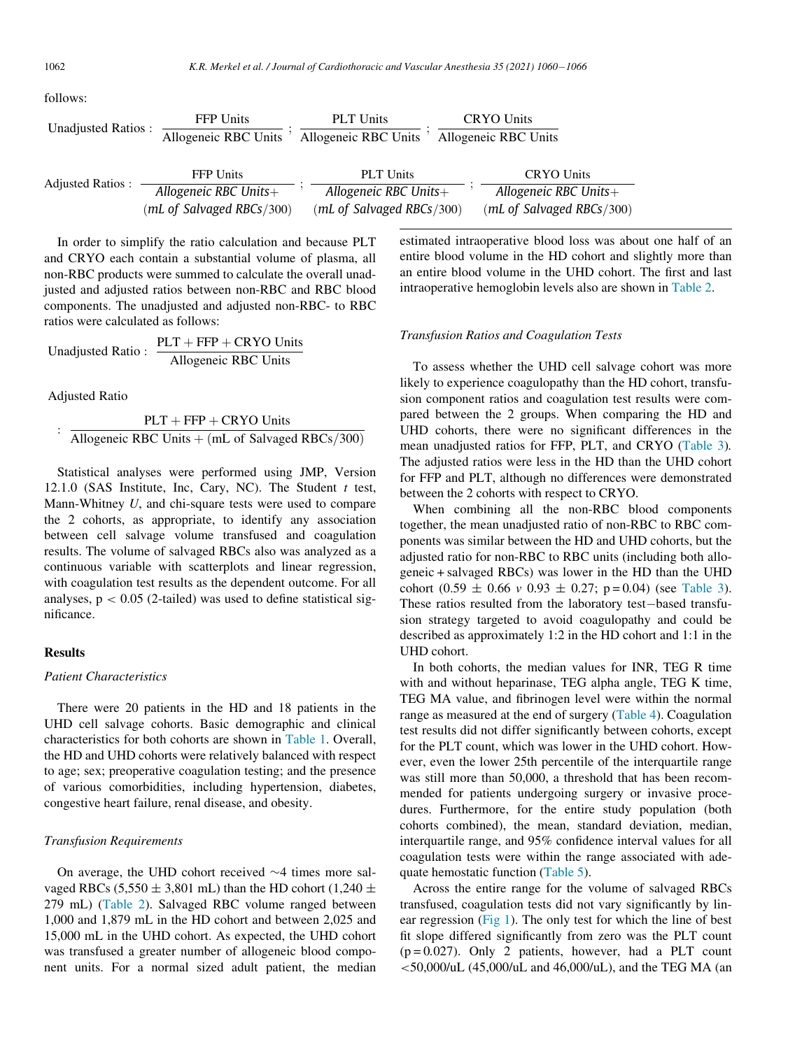follows:

$$\text{Unadjusted Ratios}: \frac{\text{FFP Units}}{\text{Allogeneic RBC Units}};\ \frac{\text{PLT Units}}{\text{Allogeneic RBC Units}};\ \frac{\text{CRYO Units}}{\text{Allogeneic RBC Units}}$$

$$\text{Adjusted Ratios}: \frac{\text{FFP Units}}{\textit{Allogeneic RBC Units} + (\textit{mL of Salvaged RBCs}/300)};\ \frac{\text{PLT Units}}{\textit{Allogeneic RBC Units} + (\textit{mL of Salvaged RBCs}/300)};\ \frac{\text{CRYO Units}}{\textit{Allogeneic RBC Units} + (\textit{mL of Salvaged RBCs}/300)}$$

In order to simplify the ratio calculation and because PLT and CRYO each contain a substantial volume of plasma, all non-RBC products were summed to calculate the overall unadjusted and adjusted ratios between non-RBC and RBC blood components. The unadjusted and adjusted non-RBC- to RBC ratios were calculated as follows:

$$\text{Unadjusted Ratio}: \frac{\text{PLT} + \text{FFP} + \text{CRYO Units}}{\text{Allogeneic RBC Units}}$$

Adjusted Ratio

$$: \frac{\text{PLT} + \text{FFP} + \text{CRYO Units}}{\text{Allogeneic RBC Units} + (\text{mL of Salvaged RBCs}/300)}$$

Statistical analyses were performed using JMP, Version 12.1.0 (SAS Institute, Inc, Cary, NC). The Student *t* test, Mann-Whitney *U*, and chi-square tests were used to compare the 2 cohorts, as appropriate, to identify any association between cell salvage volume transfused and coagulation results. The volume of salvaged RBCs also was analyzed as a continuous variable with scatterplots and linear regression, with coagulation test results as the dependent outcome. For all analyses, $p < 0.05$ (2-tailed) was used to define statistical significance.

## Results

### *Patient Characteristics*

There were 20 patients in the HD and 18 patients in the UHD cell salvage cohorts. Basic demographic and clinical characteristics for both cohorts are shown in Table 1. Overall, the HD and UHD cohorts were relatively balanced with respect to age; sex; preoperative coagulation testing; and the presence of various comorbidities, including hypertension, diabetes, congestive heart failure, renal disease, and obesity.

### *Transfusion Requirements*

On average, the UHD cohort received ~4 times more salvaged RBCs (5,550 ± 3,801 mL) than the HD cohort (1,240 ± 279 mL) (Table 2). Salvaged RBC volume ranged between 1,000 and 1,879 mL in the HD cohort and between 2,025 and 15,000 mL in the UHD cohort. As expected, the UHD cohort was transfused a greater number of allogeneic blood component units. For a normal sized adult patient, the median estimated intraoperative blood loss was about one half of an entire blood volume in the HD cohort and slightly more than an entire blood volume in the UHD cohort. The first and last intraoperative hemoglobin levels also are shown in Table 2.

### *Transfusion Ratios and Coagulation Tests*

To assess whether the UHD cell salvage cohort was more likely to experience coagulopathy than the HD cohort, transfusion component ratios and coagulation test results were compared between the 2 groups. When comparing the HD and UHD cohorts, there were no significant differences in the mean unadjusted ratios for FFP, PLT, and CRYO (Table 3). The adjusted ratios were less in the HD than the UHD cohort for FFP and PLT, although no differences were demonstrated between the 2 cohorts with respect to CRYO.

When combining all the non-RBC blood components together, the mean unadjusted ratio of non-RBC to RBC components was similar between the HD and UHD cohorts, but the adjusted ratio for non-RBC to RBC units (including both allogeneic + salvaged RBCs) was lower in the HD than the UHD cohort (0.59 ± 0.66 *v* 0.93 ± 0.27; p = 0.04) (see Table 3). These ratios resulted from the laboratory test−based transfusion strategy targeted to avoid coagulopathy and could be described as approximately 1:2 in the HD cohort and 1:1 in the UHD cohort.

In both cohorts, the median values for INR, TEG R time with and without heparinase, TEG alpha angle, TEG K time, TEG MA value, and fibrinogen level were within the normal range as measured at the end of surgery (Table 4). Coagulation test results did not differ significantly between cohorts, except for the PLT count, which was lower in the UHD cohort. However, even the lower 25th percentile of the interquartile range was still more than 50,000, a threshold that has been recommended for patients undergoing surgery or invasive procedures. Furthermore, for the entire study population (both cohorts combined), the mean, standard deviation, median, interquartile range, and 95% confidence interval values for all coagulation tests were within the range associated with adequate hemostatic function (Table 5).

Across the entire range for the volume of salvaged RBCs transfused, coagulation tests did not vary significantly by linear regression (Fig 1). The only test for which the line of best fit slope differed significantly from zero was the PLT count (p = 0.027). Only 2 patients, however, had a PLT count <50,000/uL (45,000/uL and 46,000/uL), and the TEG MA (an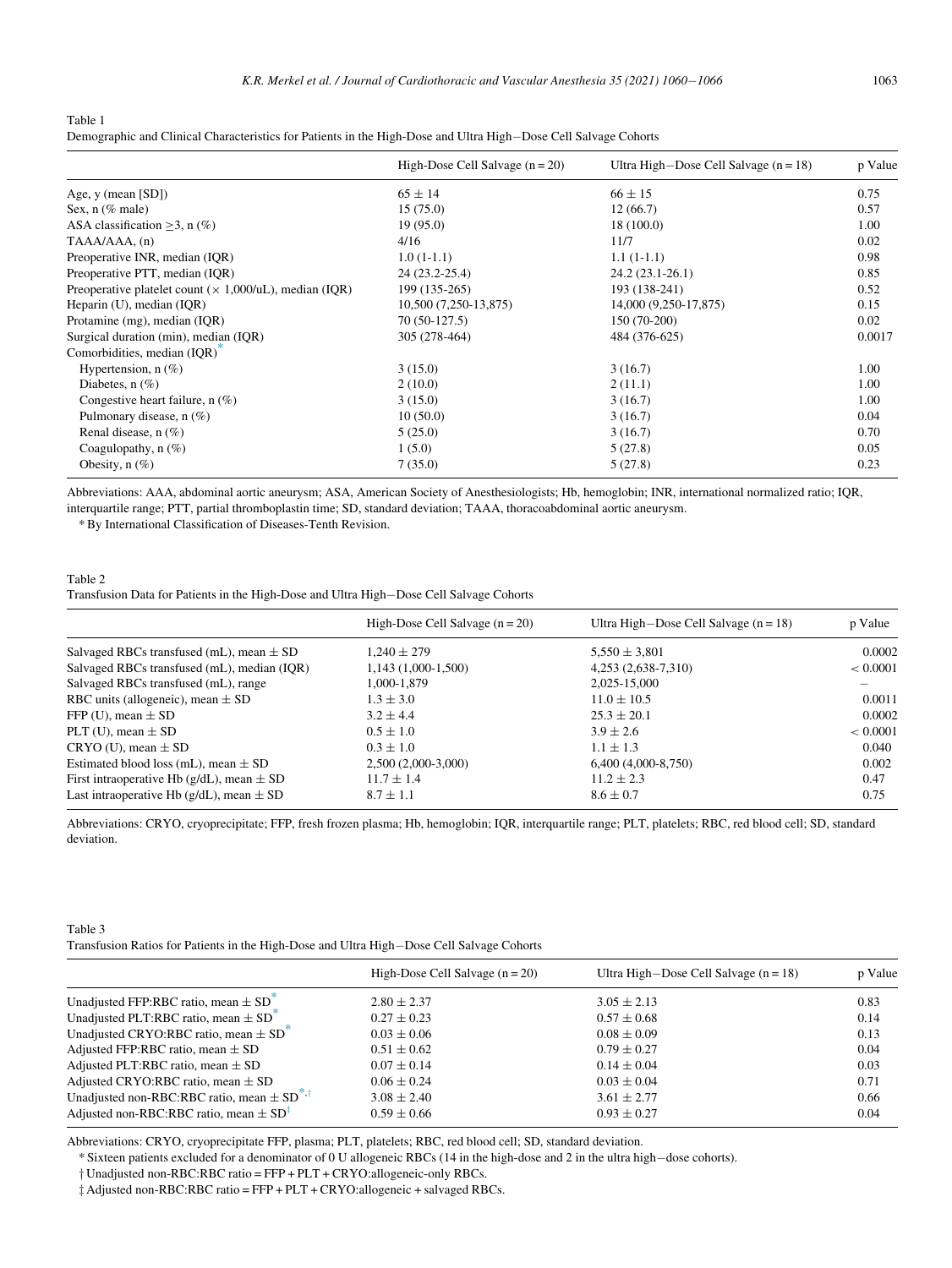Table 1
Demographic and Clinical Characteristics for Patients in the High-Dose and Ultra High–Dose Cell Salvage Cohorts

| | High-Dose Cell Salvage (n = 20) | Ultra High–Dose Cell Salvage (n = 18) | p Value |
|---|---|---|---|
| Age, y (mean [SD]) | 65 ± 14 | 66 ± 15 | 0.75 |
| Sex, n (% male) | 15 (75.0) | 12 (66.7) | 0.57 |
| ASA classification ≥3, n (%) | 19 (95.0) | 18 (100.0) | 1.00 |
| TAAA/AAA, (n) | 4/16 | 11/7 | 0.02 |
| Preoperative INR, median (IQR) | 1.0 (1-1.1) | 1.1 (1-1.1) | 0.98 |
| Preoperative PTT, median (IQR) | 24 (23.2-25.4) | 24.2 (23.1-26.1) | 0.85 |
| Preoperative platelet count (× 1,000/uL), median (IQR) | 199 (135-265) | 193 (138-241) | 0.52 |
| Heparin (U), median (IQR) | 10,500 (7,250-13,875) | 14,000 (9,250-17,875) | 0.15 |
| Protamine (mg), median (IQR) | 70 (50-127.5) | 150 (70-200) | 0.02 |
| Surgical duration (min), median (IQR) | 305 (278-464) | 484 (376-625) | 0.0017 |
| Comorbidities, median (IQR)* | | | |
| Hypertension, n (%) | 3 (15.0) | 3 (16.7) | 1.00 |
| Diabetes, n (%) | 2 (10.0) | 2 (11.1) | 1.00 |
| Congestive heart failure, n (%) | 3 (15.0) | 3 (16.7) | 1.00 |
| Pulmonary disease, n (%) | 10 (50.0) | 3 (16.7) | 0.04 |
| Renal disease, n (%) | 5 (25.0) | 3 (16.7) | 0.70 |
| Coagulopathy, n (%) | 1 (5.0) | 5 (27.8) | 0.05 |
| Obesity, n (%) | 7 (35.0) | 5 (27.8) | 0.23 |

Abbreviations: AAA, abdominal aortic aneurysm; ASA, American Society of Anesthesiologists; Hb, hemoglobin; INR, international normalized ratio; IQR, interquartile range; PTT, partial thromboplastin time; SD, standard deviation; TAAA, thoracoabdominal aortic aneurysm.

* By International Classification of Diseases-Tenth Revision.

Table 2
Transfusion Data for Patients in the High-Dose and Ultra High–Dose Cell Salvage Cohorts

| | High-Dose Cell Salvage (n = 20) | Ultra High–Dose Cell Salvage (n = 18) | p Value |
|---|---|---|---|
| Salvaged RBCs transfused (mL), mean ± SD | 1,240 ± 279 | 5,550 ± 3,801 | 0.0002 |
| Salvaged RBCs transfused (mL), median (IQR) | 1,143 (1,000-1,500) | 4,253 (2,638-7,310) | < 0.0001 |
| Salvaged RBCs transfused (mL), range | 1,000-1,879 | 2,025-15,000 | – |
| RBC units (allogeneic), mean ± SD | 1.3 ± 3.0 | 11.0 ± 10.5 | 0.0011 |
| FFP (U), mean ± SD | 3.2 ± 4.4 | 25.3 ± 20.1 | 0.0002 |
| PLT (U), mean ± SD | 0.5 ± 1.0 | 3.9 ± 2.6 | < 0.0001 |
| CRYO (U), mean ± SD | 0.3 ± 1.0 | 1.1 ± 1.3 | 0.040 |
| Estimated blood loss (mL), mean ± SD | 2,500 (2,000-3,000) | 6,400 (4,000-8,750) | 0.002 |
| First intraoperative Hb (g/dL), mean ± SD | 11.7 ± 1.4 | 11.2 ± 2.3 | 0.47 |
| Last intraoperative Hb (g/dL), mean ± SD | 8.7 ± 1.1 | 8.6 ± 0.7 | 0.75 |

Abbreviations: CRYO, cryoprecipitate; FFP, fresh frozen plasma; Hb, hemoglobin; IQR, interquartile range; PLT, platelets; RBC, red blood cell; SD, standard deviation.

Table 3
Transfusion Ratios for Patients in the High-Dose and Ultra High–Dose Cell Salvage Cohorts

| | High-Dose Cell Salvage (n = 20) | Ultra High–Dose Cell Salvage (n = 18) | p Value |
|---|---|---|---|
| Unadjusted FFP:RBC ratio, mean ± SD* | 2.80 ± 2.37 | 3.05 ± 2.13 | 0.83 |
| Unadjusted PLT:RBC ratio, mean ± SD* | 0.27 ± 0.23 | 0.57 ± 0.68 | 0.14 |
| Unadjusted CRYO:RBC ratio, mean ± SD* | 0.03 ± 0.06 | 0.08 ± 0.09 | 0.13 |
| Adjusted FFP:RBC ratio, mean ± SD | 0.51 ± 0.62 | 0.79 ± 0.27 | 0.04 |
| Adjusted PLT:RBC ratio, mean ± SD | 0.07 ± 0.14 | 0.14 ± 0.04 | 0.03 |
| Adjusted CRYO:RBC ratio, mean ± SD | 0.06 ± 0.24 | 0.03 ± 0.04 | 0.71 |
| Unadjusted non-RBC:RBC ratio, mean ± SD*,† | 3.08 ± 2.40 | 3.61 ± 2.77 | 0.66 |
| Adjusted non-RBC:RBC ratio, mean ± SD† | 0.59 ± 0.66 | 0.93 ± 0.27 | 0.04 |

Abbreviations: CRYO, cryoprecipitate FFP, plasma; PLT, platelets; RBC, red blood cell; SD, standard deviation.

* Sixteen patients excluded for a denominator of 0 U allogeneic RBCs (14 in the high-dose and 2 in the ultra high–dose cohorts).

† Unadjusted non-RBC:RBC ratio = FFP + PLT + CRYO:allogeneic-only RBCs.

‡ Adjusted non-RBC:RBC ratio = FFP + PLT + CRYO:allogeneic + salvaged RBCs.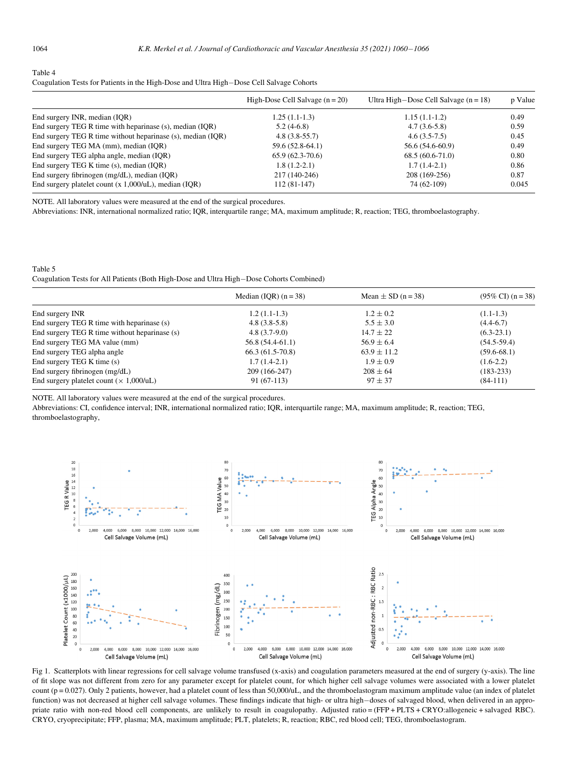Table 4
Coagulation Tests for Patients in the High-Dose and Ultra High−Dose Cell Salvage Cohorts

| | High-Dose Cell Salvage (n = 20) | Ultra High−Dose Cell Salvage (n = 18) | p Value |
|---|---|---|---|
| End surgery INR, median (IQR) | 1.25 (1.1-1.3) | 1.15 (1.1-1.2) | 0.49 |
| End surgery TEG R time with heparinase (s), median (IQR) | 5.2 (4-6.8) | 4.7 (3.6-5.8) | 0.59 |
| End surgery TEG R time without heparinase (s), median (IQR) | 4.8 (3.8-55.7) | 4.6 (3.5-7.5) | 0.45 |
| End surgery TEG MA (mm), median (IQR) | 59.6 (52.8-64.1) | 56.6 (54.6-60.9) | 0.49 |
| End surgery TEG alpha angle, median (IQR) | 65.9 (62.3-70.6) | 68.5 (60.6-71.0) | 0.80 |
| End surgery TEG K time (s), median (IQR) | 1.8 (1.2-2.1) | 1.7 (1.4-2.1) | 0.86 |
| End surgery fibrinogen (mg/dL), median (IQR) | 217 (140-246) | 208 (169-256) | 0.87 |
| End surgery platelet count (x 1,000/uL), median (IQR) | 112 (81-147) | 74 (62-109) | 0.045 |

NOTE. All laboratory values were measured at the end of the surgical procedures.
Abbreviations: INR, international normalized ratio; IQR, interquartile range; MA, maximum amplitude; R, reaction; TEG, thromboelastography.

Table 5
Coagulation Tests for All Patients (Both High-Dose and Ultra High−Dose Cohorts Combined)

| | Median (IQR) (n = 38) | Mean ± SD (n = 38) | (95% CI) (n = 38) |
|---|---|---|---|
| End surgery INR | 1.2 (1.1-1.3) | 1.2 ± 0.2 | (1.1-1.3) |
| End surgery TEG R time with heparinase (s) | 4.8 (3.8-5.8) | 5.5 ± 3.0 | (4.4-6.7) |
| End surgery TEG R time without heparinase (s) | 4.8 (3.7-9.0) | 14.7 ± 22 | (6.3-23.1) |
| End surgery TEG MA value (mm) | 56.8 (54.4-61.1) | 56.9 ± 6.4 | (54.5-59.4) |
| End surgery TEG alpha angle | 66.3 (61.5-70.8) | 63.9 ± 11.2 | (59.6-68.1) |
| End surgery TEG K time (s) | 1.7 (1.4-2.1) | 1.9 ± 0.9 | (1.6-2.2) |
| End surgery fibrinogen (mg/dL) | 209 (166-247) | 208 ± 64 | (183-233) |
| End surgery platelet count (× 1,000/uL) | 91 (67-113) | 97 ± 37 | (84-111) |

NOTE. All laboratory values were measured at the end of the surgical procedures.
Abbreviations: CI, confidence interval; INR, international normalized ratio; IQR, interquartile range; MA, maximum amplitude; R, reaction; TEG, thromboelastography,

Fig 1. Scatterplots with linear regressions for cell salvage volume transfused (x-axis) and coagulation parameters measured at the end of surgery (y-axis). The line of fit slope was not different from zero for any parameter except for platelet count, for which higher cell salvage volumes were associated with a lower platelet count (p = 0.027). Only 2 patients, however, had a platelet count of less than 50,000/uL, and the thromboelastogram maximum amplitude value (an index of platelet function) was not decreased at higher cell salvage volumes. These findings indicate that high- or ultra high−doses of salvaged blood, when delivered in an appropriate ratio with non-red blood cell components, are unlikely to result in coagulopathy. Adjusted ratio = (FFP + PLTS + CRYO:allogeneic + salvaged RBC). CRYO, cryoprecipitate; FFP, plasma; MA, maximum amplitude; PLT, platelets; R, reaction; RBC, red blood cell; TEG, thromboelastogram.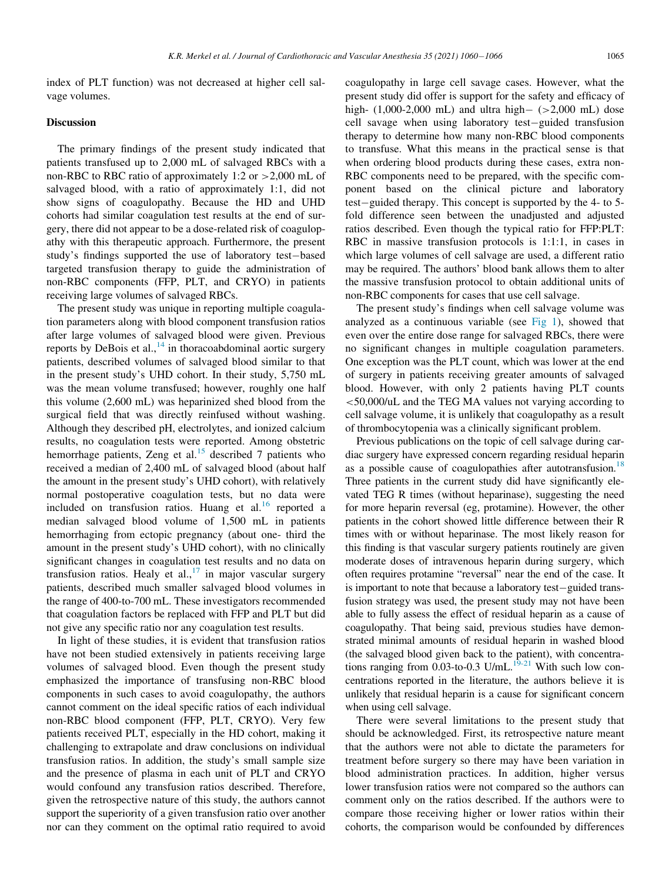index of PLT function) was not decreased at higher cell salvage volumes.

## Discussion

The primary findings of the present study indicated that patients transfused up to 2,000 mL of salvaged RBCs with a non-RBC to RBC ratio of approximately 1:2 or >2,000 mL of salvaged blood, with a ratio of approximately 1:1, did not show signs of coagulopathy. Because the HD and UHD cohorts had similar coagulation test results at the end of surgery, there did not appear to be a dose-related risk of coagulopathy with this therapeutic approach. Furthermore, the present study's findings supported the use of laboratory test−based targeted transfusion therapy to guide the administration of non-RBC components (FFP, PLT, and CRYO) in patients receiving large volumes of salvaged RBCs.

The present study was unique in reporting multiple coagulation parameters along with blood component transfusion ratios after large volumes of salvaged blood were given. Previous reports by DeBois et al.,[14] in thoracoabdominal aortic surgery patients, described volumes of salvaged blood similar to that in the present study's UHD cohort. In their study, 5,750 mL was the mean volume transfused; however, roughly one half this volume (2,600 mL) was heparinized shed blood from the surgical field that was directly reinfused without washing. Although they described pH, electrolytes, and ionized calcium results, no coagulation tests were reported. Among obstetric hemorrhage patients, Zeng et al.[15] described 7 patients who received a median of 2,400 mL of salvaged blood (about half the amount in the present study's UHD cohort), with relatively normal postoperative coagulation tests, but no data were included on transfusion ratios. Huang et al.[16] reported a median salvaged blood volume of 1,500 mL in patients hemorrhaging from ectopic pregnancy (about one- third the amount in the present study's UHD cohort), with no clinically significant changes in coagulation test results and no data on transfusion ratios. Healy et al.,[17] in major vascular surgery patients, described much smaller salvaged blood volumes in the range of 400-to-700 mL. These investigators recommended that coagulation factors be replaced with FFP and PLT but did not give any specific ratio nor any coagulation test results.

In light of these studies, it is evident that transfusion ratios have not been studied extensively in patients receiving large volumes of salvaged blood. Even though the present study emphasized the importance of transfusing non-RBC blood components in such cases to avoid coagulopathy, the authors cannot comment on the ideal specific ratios of each individual non-RBC blood component (FFP, PLT, CRYO). Very few patients received PLT, especially in the HD cohort, making it challenging to extrapolate and draw conclusions on individual transfusion ratios. In addition, the study's small sample size and the presence of plasma in each unit of PLT and CRYO would confound any transfusion ratios described. Therefore, given the retrospective nature of this study, the authors cannot support the superiority of a given transfusion ratio over another nor can they comment on the optimal ratio required to avoid coagulopathy in large cell savage cases. However, what the present study did offer is support for the safety and efficacy of high- (1,000-2,000 mL) and ultra high− (>2,000 mL) dose cell savage when using laboratory test−guided transfusion therapy to determine how many non-RBC blood components to transfuse. What this means in the practical sense is that when ordering blood products during these cases, extra non-RBC components need to be prepared, with the specific component based on the clinical picture and laboratory test−guided therapy. This concept is supported by the 4- to 5-fold difference seen between the unadjusted and adjusted ratios described. Even though the typical ratio for FFP:PLT: RBC in massive transfusion protocols is 1:1:1, in cases in which large volumes of cell savage are used, a different ratio may be required. The authors' blood bank allows them to alter the massive transfusion protocol to obtain additional units of non-RBC components for cases that use cell salvage.

The present study's findings when cell salvage volume was analyzed as a continuous variable (see Fig 1), showed that even over the entire dose range for salvaged RBCs, there were no significant changes in multiple coagulation parameters. One exception was the PLT count, which was lower at the end of surgery in patients receiving greater amounts of salvaged blood. However, with only 2 patients having PLT counts <50,000/uL and the TEG MA values not varying according to cell salvage volume, it is unlikely that coagulopathy as a result of thrombocytopenia was a clinically significant problem.

Previous publications on the topic of cell salvage during cardiac surgery have expressed concern regarding residual heparin as a possible cause of coagulopathies after autotransfusion.[18] Three patients in the current study did have significantly elevated TEG R times (without heparinase), suggesting the need for more heparin reversal (eg, protamine). However, the other patients in the cohort showed little difference between their R times with or without heparinase. The most likely reason for this finding is that vascular surgery patients routinely are given moderate doses of intravenous heparin during surgery, which often requires protamine "reversal" near the end of the case. It is important to note that because a laboratory test−guided transfusion strategy was used, the present study may not have been able to fully assess the effect of residual heparin as a cause of coagulopathy. That being said, previous studies have demonstrated minimal amounts of residual heparin in washed blood (the salvaged blood given back to the patient), with concentrations ranging from 0.03-to-0.3 U/mL.[19-21] With such low concentrations reported in the literature, the authors believe it is unlikely that residual heparin is a cause for significant concern when using cell salvage.

There were several limitations to the present study that should be acknowledged. First, its retrospective nature meant that the authors were not able to dictate the parameters for treatment before surgery so there may have been variation in blood administration practices. In addition, higher versus lower transfusion ratios were not compared so the authors can comment only on the ratios described. If the authors were to compare those receiving higher or lower ratios within their cohorts, the comparison would be confounded by differences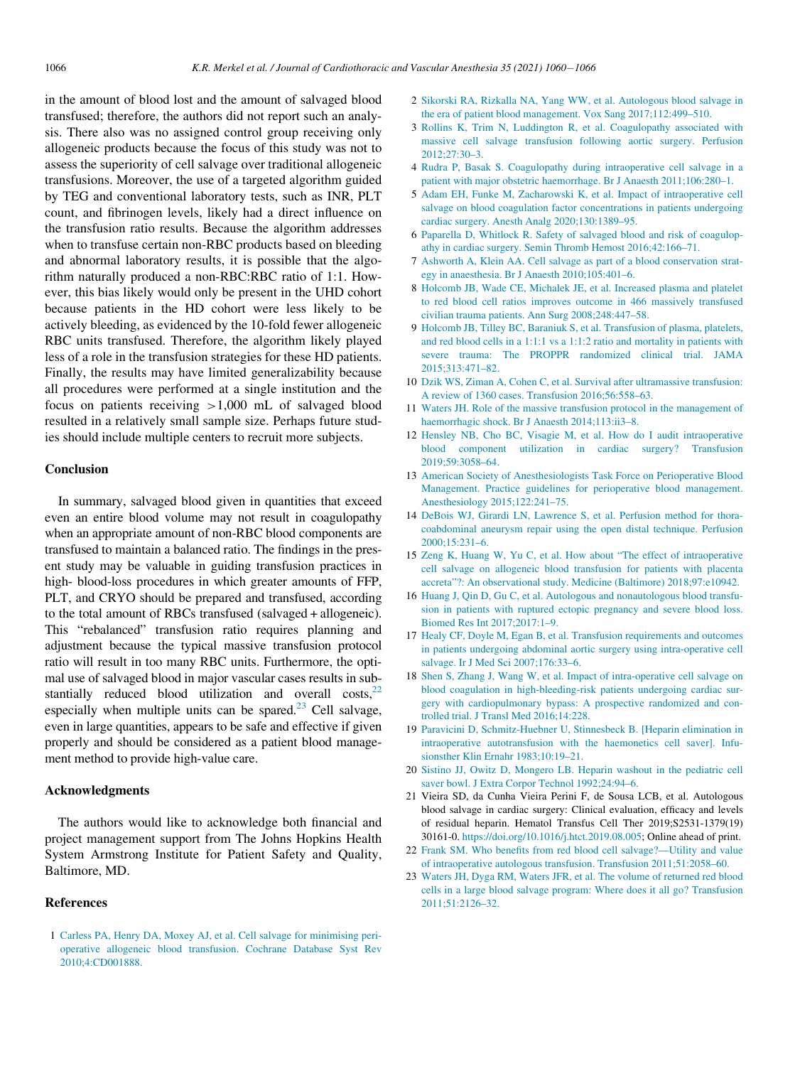in the amount of blood lost and the amount of salvaged blood transfused; therefore, the authors did not report such an analysis. There also was no assigned control group receiving only allogeneic products because the focus of this study was not to assess the superiority of cell salvage over traditional allogeneic transfusions. Moreover, the use of a targeted algorithm guided by TEG and conventional laboratory tests, such as INR, PLT count, and fibrinogen levels, likely had a direct influence on the transfusion ratio results. Because the algorithm addresses when to transfuse certain non-RBC products based on bleeding and abnormal laboratory results, it is possible that the algorithm naturally produced a non-RBC:RBC ratio of 1:1. However, this bias likely would only be present in the UHD cohort because patients in the HD cohort were less likely to be actively bleeding, as evidenced by the 10-fold fewer allogeneic RBC units transfused. Therefore, the algorithm likely played less of a role in the transfusion strategies for these HD patients. Finally, the results may have limited generalizability because all procedures were performed at a single institution and the focus on patients receiving >1,000 mL of salvaged blood resulted in a relatively small sample size. Perhaps future studies should include multiple centers to recruit more subjects.

## Conclusion

In summary, salvaged blood given in quantities that exceed even an entire blood volume may not result in coagulopathy when an appropriate amount of non-RBC blood components are transfused to maintain a balanced ratio. The findings in the present study may be valuable in guiding transfusion practices in high- blood-loss procedures in which greater amounts of FFP, PLT, and CRYO should be prepared and transfused, according to the total amount of RBCs transfused (salvaged + allogeneic). This "rebalanced" transfusion ratio requires planning and adjustment because the typical massive transfusion protocol ratio will result in too many RBC units. Furthermore, the optimal use of salvaged blood in major vascular cases results in substantially reduced blood utilization and overall costs,[22] especially when multiple units can be spared.[23] Cell salvage, even in large quantities, appears to be safe and effective if given properly and should be considered as a patient blood management method to provide high-value care.

## Acknowledgments

The authors would like to acknowledge both financial and project management support from The Johns Hopkins Health System Armstrong Institute for Patient Safety and Quality, Baltimore, MD.

## References

1. Carless PA, Henry DA, Moxey AJ, et al. Cell salvage for minimising perioperative allogeneic blood transfusion. Cochrane Database Syst Rev 2010;4:CD001888.
2. Sikorski RA, Rizkalla NA, Yang WW, et al. Autologous blood salvage in the era of patient blood management. Vox Sang 2017;112:499–510.
3. Rollins K, Trim N, Luddington R, et al. Coagulopathy associated with massive cell salvage transfusion following aortic surgery. Perfusion 2012;27:30–3.
4. Rudra P, Basak S. Coagulopathy during intraoperative cell salvage in a patient with major obstetric haemorrhage. Br J Anaesth 2011;106:280–1.
5. Adam EH, Funke M, Zacharowski K, et al. Impact of intraoperative cell salvage on blood coagulation factor concentrations in patients undergoing cardiac surgery. Anesth Analg 2020;130:1389–95.
6. Paparella D, Whitlock R. Safety of salvaged blood and risk of coagulopathy in cardiac surgery. Semin Thromb Hemost 2016;42:166–71.
7. Ashworth A, Klein AA. Cell salvage as part of a blood conservation strategy in anaesthesia. Br J Anaesth 2010;105:401–6.
8. Holcomb JB, Wade CE, Michalek JE, et al. Increased plasma and platelet to red blood cell ratios improves outcome in 466 massively transfused civilian trauma patients. Ann Surg 2008;248:447–58.
9. Holcomb JB, Tilley BC, Baraniuk S, et al. Transfusion of plasma, platelets, and red blood cells in a 1:1:1 vs a 1:1:2 ratio and mortality in patients with severe trauma: The PROPPR randomized clinical trial. JAMA 2015;313:471–82.
10. Dzik WS, Ziman A, Cohen C, et al. Survival after ultramassive transfusion: A review of 1360 cases. Transfusion 2016;56:558–63.
11. Waters JH. Role of the massive transfusion protocol in the management of haemorrhagic shock. Br J Anaesth 2014;113:ii3–8.
12. Hensley NB, Cho BC, Visagie M, et al. How do I audit intraoperative blood component utilization in cardiac surgery? Transfusion 2019;59:3058–64.
13. American Society of Anesthesiologists Task Force on Perioperative Blood Management. Practice guidelines for perioperative blood management. Anesthesiology 2015;122:241–75.
14. DeBois WJ, Girardi LN, Lawrence S, et al. Perfusion method for thoracoabdominal aneurysm repair using the open distal technique. Perfusion 2000;15:231–6.
15. Zeng K, Huang W, Yu C, et al. How about "The effect of intraoperative cell salvage on allogeneic blood transfusion for patients with placenta accreta"?: An observational study. Medicine (Baltimore) 2018;97:e10942.
16. Huang J, Qin D, Gu C, et al. Autologous and nonautologous blood transfusion in patients with ruptured ectopic pregnancy and severe blood loss. Biomed Res Int 2017;2017:1–9.
17. Healy CF, Doyle M, Egan B, et al. Transfusion requirements and outcomes in patients undergoing abdominal aortic surgery using intra-operative cell salvage. Ir J Med Sci 2007;176:33–6.
18. Shen S, Zhang J, Wang W, et al. Impact of intra-operative cell salvage on blood coagulation in high-bleeding-risk patients undergoing cardiac surgery with cardiopulmonary bypass: A prospective randomized and controlled trial. J Transl Med 2016;14:228.
19. Paravicini D, Schmitz-Huebner U, Stinnesbeck B. [Heparin elimination in intraoperative autotransfusion with the haemonetics cell saver]. Infusionsther Klin Ernahr 1983;10:19–21.
20. Sistino JJ, Owitz D, Mongero LB. Heparin washout in the pediatric cell saver bowl. J Extra Corpor Technol 1992;24:94–6.
21. Vieira SD, da Cunha Vieira Perini F, de Sousa LCB, et al. Autologous blood salvage in cardiac surgery: Clinical evaluation, efficacy and levels of residual heparin. Hematol Transfus Cell Ther 2019;S2531-1379(19)30161-0. https://doi.org/10.1016/j.htct.2019.08.005; Online ahead of print.
22. Frank SM. Who benefits from red blood cell salvage?—Utility and value of intraoperative autologous transfusion. Transfusion 2011;51:2058–60.
23. Waters JH, Dyga RM, Waters JFR, et al. The volume of returned red blood cells in a large blood salvage program: Where does it all go? Transfusion 2011;51:2126–32.